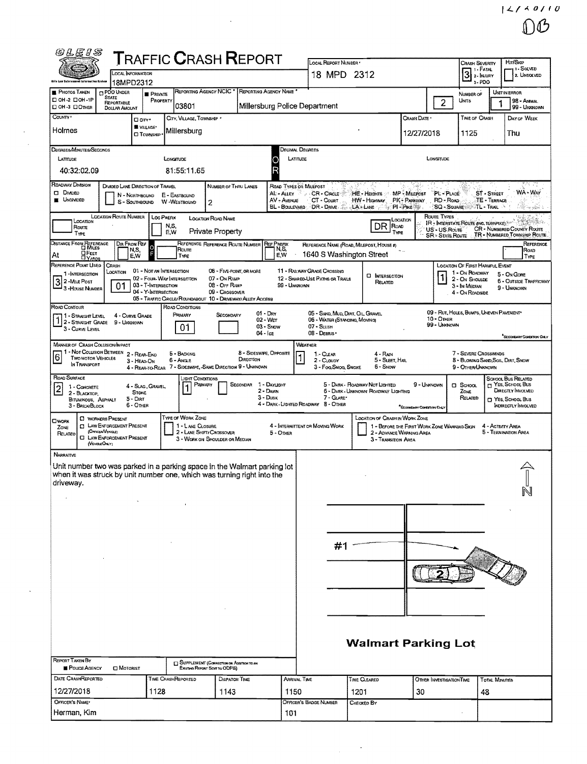# Traffic Crash Report

| Field | Value |
|---|---|
| Local Information | 18MPD2312 |
| Local Report Number | 18 MPD 2312 |
| Crash Severity | 3 (1 - Fatal, 2 - Injury, 3 - PDO) |
| Hit/Skip | (1 - Solved, 2 - Unsolved) |
| Photos Taken | |
| PDO Under State Reportable Dollar Amount | |
| Private Property | ■ |
| Reporting Agency NCIC | 03801 |
| Reporting Agency Name | Millersburg Police Department |
| Number of Units | 2 |
| Unit in Error | 1 (98 - Animal, 99 - Unknown) |
| County | Holmes |
| City, Village, Township | Village: Millersburg |
| Crash Date | 12/27/2018 |
| Time of Crash | 1125 |
| Day of Week | Thu |

## Degrees/Minutes/Seconds

| Latitude | Longitude |
|---|---|
| 40:32:02.09 | 81:55:11.65 |

## Roadway

| Field | Value |
|---|---|
| Roadway Division | Undivided |
| Number of Thru Lanes | 2 |
| Location Road Name | Private Property |
| Location Road Type | DR |
| Distance From Reference | At |
| Reference Name (Road, Milepost, House #) | 1640 S Washington Street |
| Reference Point Used | 3 - House Number |
| Crash Location | 01 - Not an Intersection |
| Location of First Harmful Event | 1 - On Roadway |
| Road Contour | 1 - Straight Level |
| Road Conditions (Primary) | 01 - Dry |
| Manner of Crash Collision/Impact | 6 - Angle |
| Weather | 1 - Clear |
| Road Surface | 2 - Blacktop, Bituminous, Asphalt |
| Light Conditions (Primary) | 1 - Daylight |

## Narrative

Unit number two was parked in a parking space in the Walmart parking lot when it was struck by unit number one, which was turning right into the driveway.

Diagram labels: #1, 2, N, Walmart Parking Lot

## Report Taken By

| Field | Value |
|---|---|
| Report Taken By | Police Agency |
| Date Crash Reported | 12/27/2018 |
| Time Crash Reported | 1128 |
| Dispatch Time | 1143 |
| Arrival Time | 1150 |
| Time Cleared | 1201 |
| Other Investigation Time | 30 |
| Total Minutes | 48 |
| Officer's Name | Herman, Kim |
| Officer's Badge Number | 101 |
| Checked By | |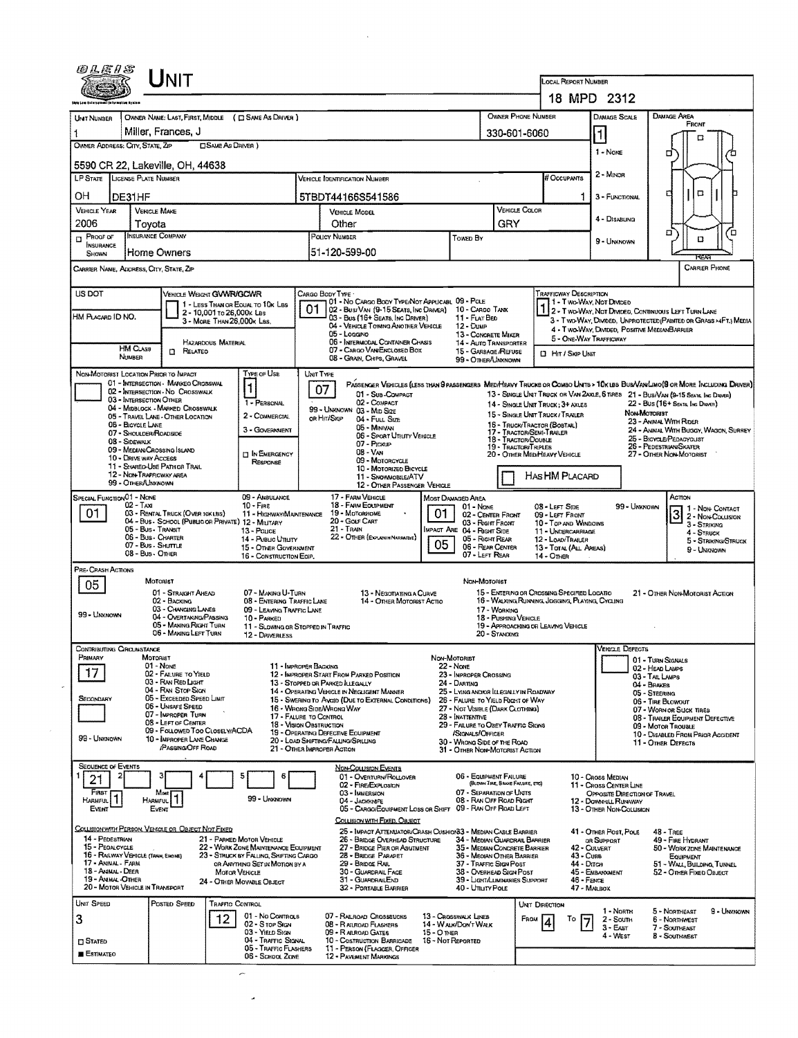# UNIT

**LOCAL REPORT NUMBER:** 18 MPD 2312

| UNIT NUMBER | OWNER NAME: LAST, FIRST, MIDDLE (☐ SAME AS DRIVER) | OWNER PHONE NUMBER | DAMAGE SCALE |
|---|---|---|---|
| 1 | Miller, Frances, J | 330-601-6060 | 1 |

**OWNER ADDRESS: CITY, STATE, ZIP** (☐ SAME AS DRIVER): 5590 CR 22, Lakeville, OH, 44638

| LP STATE | LICENSE PLATE NUMBER | VEHICLE IDENTIFICATION NUMBER | # OCCUPANTS |
|---|---|---|---|
| OH | DE31HF | 5TBDT44166S541586 | 1 |

| VEHICLE YEAR | VEHICLE MAKE | VEHICLE MODEL | VEHICLE COLOR |
|---|---|---|---|
| 2006 | Toyota | Other | GRY |

| PROOF OF INSURANCE SHOWN | INSURANCE COMPANY | POLICY NUMBER | TOWED BY |
|---|---|---|---|
| ☐ | Home Owners | 51-120-599-00 | |

DAMAGE SCALE: 1 - NONE; 2 - MINOR; 3 - FUNCTIONAL; 4 - DISABLING; 9 - UNKNOWN

CARRIER NAME, ADDRESS, CITY, STATE, ZIP: 

CARRIER PHONE:

US DOT:

VEHICLE WEIGHT GVWR/GCWR: 1 - LESS THAN OR EQUAL TO 10K LBS; 2 - 10,001 TO 26,000K LBS; 3 - MORE THAN 26,000K LBS.

HM PLACARD ID NO.:

HM CLASS NUMBER: ☐ RELATED HAZARDOUS MATERIAL

CARGO BODY TYPE: **01**
01 - NO CARGO BODY TYPE/NOT APPLICABLE; 02 - BUS/VAN (9-15 SEATS, INC DRIVER); 03 - BUS (16+ SEATS, INC DRIVER); 04 - VEHICLE TOWING ANOTHER VEHICLE; 05 - LOGGING; 06 - INTERMODAL CONTAINER CHASIS; 07 - CARGO VAN/ENCLOSED BOX; 08 - GRAIN, CHIPS, GRAVEL; 09 - POLE; 10 - CARGO TANK; 11 - FLAT BED; 12 - DUMP; 13 - CONCRETE MIXER; 14 - AUTO TRANSPORTER; 15 - GARBAGE/REFUSE; 99 - OTHER/UNKNOWN

TRAFFICWAY DESCRIPTION: **1**
1 - TWO-WAY, NOT DIVIDED; 2 - TWO-WAY, NOT DIVIDED, CONTINUOUS LEFT TURN LANE; 3 - TWO-WAY, DIVIDED, UNPROTECTED (PAINTED OR GRASS >4FT.) MEDIA; 4 - TWO-WAY, DIVIDED, POSITIVE MEDIAN BARRIER; 5 - ONE-WAY TRAFFICWAY
☐ HIT / SKIP UNIT

NON-MOTORIST LOCATION PRIOR TO IMPACT:
01 - INTERSECTION - MARKED CROSSWALK; 02 - INTERSECTION - NO CROSSWALK; 03 - INTERSECTION OTHER; 04 - MIDBLOCK - MARKED CROSSWALK; 05 - TRAVEL LANE - OTHER LOCATION; 06 - BICYCLE LANE; 07 - SHOULDER/ROADSIDE; 08 - SIDEWALK; 09 - MEDIAN/CROSSING ISLAND; 10 - DRIVE WAY ACCESS; 11 - SHARED-USE PATH OR TRAIL; 12 - NON-TRAFFICWAY AREA; 99 - OTHER/UNKNOWN

TYPE OF USE: **1**
1 - PERSONAL; 2 - COMMERCIAL; 3 - GOVERNMENT; ☐ IN EMERGENCY RESPONSE

UNIT TYPE: **07**
PASSENGER VEHICLES (LESS THAN 9 PASSENGERS MED/HEAVY TRUCKS OR COMBO UNITS > 10K LBS BUS/VAN/LIMO (9 OR MORE INCLUDING DRIVER)):
01 - SUB-COMPACT; 02 - COMPACT; 99 - UNKNOWN 03 - MID SIZE OR HIT/SKIP; 04 - FULL SIZE; 05 - MINIVAN; 06 - SPORT UTILITY VEHICLE; 07 - PICKUP; 08 - VAN; 09 - MOTORCYCLE; 10 - MOTORIZED BICYCLE; 11 - SNOWMOBILE/ATV; 12 - OTHER PASSENGER VEHICLE; 13 - SINGLE UNIT TRUCK OR VAN 2AXLE, 6 TIRES; 14 - SINGLE UNIT TRUCK; 3+ AXLES; 15 - SINGLE UNIT TRUCK / TRAILER; 16 - TRUCK/TRACTOR (BOBTAIL); 17 - TRACTOR/SEMI-TRAILER; 18 - TRACTOR/DOUBLE; 19 - TRACTOR/TRIPLES; 20 - OTHER MED/HEAVY VEHICLE; 21 - BUS/VAN (9-15 SEATS, INC DRIVER); 22 - BUS (16+ SEATS, INC DRIVER)
NON-MOTORIST: 23 - ANIMAL WITH RIDER; 24 - ANIMAL WITH BUGGY, WAGON, SURREY; 25 - BICYCLE/PEDACYCLIST; 26 - PEDESTRIAN/SKATER; 27 - OTHER NON-MOTORIST
☐ HAS HM PLACARD

SPECIAL FUNCTION: **01**
01 - NONE; 02 - TAXI; 03 - RENTAL TRUCK (OVER 10K LBS); 04 - BUS - SCHOOL (PUBLIC OR PRIVATE); 05 - BUS - TRANSIT; 06 - BUS - CHARTER; 07 - BUS - SHUTTLE; 08 - BUS - OTHER; 09 - AMBULANCE; 10 - FIRE; 11 - HIGHWAY/MAINTENANCE; 12 - MILITARY; 13 - POLICE; 14 - PUBLIC UTILITY; 15 - OTHER GOVERNMENT; 16 - CONSTRUCTION EQIP.; 17 - FARM VEHICLE; 18 - FARM EQUIPMENT; 19 - MOTORHOME; 20 - GOLF CART; 21 - TRAIN; 22 - OTHER (EXPLAIN IN NARRATIVE)

MOST DAMAGED AREA: **01**; IMPACT ARE: **05**
01 - NONE; 02 - CENTER FRONT; 03 - RIGHT FRONT; 04 - RIGHT SIDE; 05 - RIGHT REAR; 06 - REAR CENTER; 07 - LEFT REAR; 08 - LEFT SIDE; 09 - LEFT FRONT; 10 - TOP AND WINDOWS; 11 - UNDERCARRIAGE; 12 - LOAD/TRAILER; 13 - TOTAL (ALL AREAS); 14 - OTHER; 99 - UNKNOWN

ACTION: **3**
1 - NON-CONTACT; 2 - NON-COLLISION; 3 - STRIKING; 4 - STRUCK; 5 - STRIKING/STRUCK; 9 - UNKNOWN

PRE-CRASH ACTIONS: **05**
MOTORIST: 01 - STRAIGHT AHEAD; 02 - BACKING; 03 - CHANGING LANES; 04 - OVERTAKING/PASSING; 05 - MAKING RIGHT TURN; 06 - MAKING LEFT TURN; 07 - MAKING U-TURN; 08 - ENTERING TRAFFIC LANE; 09 - LEAVING TRAFFIC LANE; 10 - PARKED; 11 - SLOWING OR STOPPED IN TRAFFIC; 12 - DRIVERLESS; 13 - NEGOTIATING A CURVE; 14 - OTHER MOTORIST ACTIO; 99 - UNKNOWN
NON-MOTORIST: 15 - ENTERING OR CROSSING SPECIFIED LOCATIO; 16 - WALKING, RUNNING, JOGGING, PLAYING, CYCLING; 17 - WORKING; 18 - PUSHING VEHICLE; 19 - APPROACHING OR LEAVING VEHICLE; 20 - STANDING; 21 - OTHER NON-MOTORIST ACTION

CONTRIBUTING CIRCUMSTANCE:
PRIMARY: **17**; SECONDARY: ; 99 - UNKNOWN
MOTORIST: 01 - NONE; 02 - FAILURE TO YIELD; 03 - RAN RED LIGHT; 04 - RAN STOP SIGN; 05 - EXCEEDED SPEED LIMIT; 06 - UNSAFE SPEED; 07 - IMPROPER TURN; 08 - LEFT OF CENTER; 09 - FOLLOWED TOO CLOSELY/ACDA; 10 - IMPROPER LANE CHANGE /PASSING/OFF ROAD; 11 - IMPROPER BACKING; 12 - IMPROPER START FROM PARKED POSITION; 13 - STOPPED OR PARKED ILLEGALLY; 14 - OPERATING VEHICLE IN NEGLIGENT MANNER; 15 - SWERING TO AVOID (DUE TO EXTERNAL CONDITIONS); 16 - WRONG SIDE/WRONG WAY; 17 - FAILURE TO CONTROL; 18 - VISION OBSTRUCTION; 19 - OPERATING DEFECTIVE EQUIPMENT; 20 - LOAD SHIFTING/FALLING/SPILLING; 21 - OTHER IMPROPER ACTION
NON-MOTORIST: 22 - NONE; 23 - IMPROPER CROSSING; 24 - DARTING; 25 - LYING AND/OR ILLEGALLY IN ROADWAY; 26 - FALURE TO YIELD RIGHT OF WAY; 27 - NOT VISIBLE (DARK CLOTHING); 28 - INATTENTIVE; 29 - FAILURE TO OBEY TRAFFIC SIGNS /SIGNALS/OFFICER; 30 - WRONG SIDE OF THE ROAD; 31 - OTHER NON-MOTORIST ACTION

VEHICLE DEFECTS: 01 - TURN SIGNALS; 02 - HEAD LAMPS; 03 - TAIL LAMPS; 04 - BRAKES; 05 - STEERING; 06 - TIRE BLOWOUT; 07 - WORN OR SLICK TIRES; 08 - TRAILER EQUIPMENT DEFECTIVE; 09 - MOTOR TROUBLE; 10 - DISABLED FROM PRIOR ACCIDENT; 11 - OTHER DEFECTS

SEQUENCE OF EVENTS: 1: **21**; 2: ; 3: ; 4: ; 5: ; 6:
FIRST HARMFUL EVENT: **1**; MOST HARMFUL EVENT: **1**; 99 - UNKNOWN

NON-COLLISION EVENTS: 01 - OVERTURN/ROLLOVER; 02 - FIRE/EXPLOSION; 03 - IMMERSION; 04 - JACKKNIFE; 05 - CARGO/EQUIPMENT LOSS OR SHIFT; 06 - EQUIPMENT FAILURE (BLOWN TIRE, BRAKE FAILURE, ETC); 07 - SEPARATION OF UNITS; 08 - RAN OFF ROAD RIGHT; 09 - RAN OFF ROAD LEFT; 10 - CROSS MEDIAN; 11 - CROSS CENTER LINE OPPOSITE DIRECTION OF TRAVEL; 12 - DOWNHILL RUNAWAY; 13 - OTHER NON-COLLISION

COLLISION WITH PERSON, VEHICLE OR OBJECT NOT FIXED: 14 - PEDESTRIAN; 15 - PEDALCYCLE; 16 - RAILWAY VEHICLE (TRAIN, ENGINE); 17 - ANIMAL - FARM; 18 - ANIMAL - DEER; 19 - ANIMAL - OTHER; 20 - MOTOR VEHICLE IN TRANSPORT; 21 - PARKED MOTOR VEHICLE; 22 - WORK ZONE MAINTENANCE EQUIPMENT; 23 - STRUCK BY FALLING, SHIFTING CARGO OR ANYTHING SET IN MOTION BY A MOTOR VEHICLE; 24 - OTHER MOVABLE OBJECT

COLLISION WITH FIXED, OBJECT: 25 - IMPACT ATTENUATOR/CRASH CUSHION; 26 - BRIDGE OVERHEAD STRUCTURE; 27 - BRIDGE PIER OR ABUTMENT; 28 - BRIDGE PARAPET; 29 - BRIDGE RAIL; 30 - GUARDRAIL FACE; 31 - GUARDRAIL END; 32 - PORTABLE BARRIER; 33 - MEDIAN CABLE BARRIER; 34 - MEDIAN GUARDRAIL BARRIER; 35 - MEDIAN CONCRETE BARRIER; 36 - MEDIAN OTHER BARRIER; 37 - TRAFFIC SIGN POST; 38 - OVERHEAD SIGN POST; 39 - LIGHT/LUMINARIES SUPPORT; 40 - UTILITY POLE; 41 - OTHER POST, POLE OR SUPPORT; 42 - CULVERT; 43 - CURB; 44 - DITCH; 45 - EMBANKMENT; 46 - FENCE; 47 - MAILBOX; 48 - TREE; 49 - FIRE HYDRANT; 50 - WORK ZONE MAINTENANCE EQUIPMENT; 51 - WALL, BUILDING, TUNNEL; 52 - OTHER FIXED OBJECT

| UNIT SPEED | POSTED SPEED | TRAFFIC CONTROL | UNIT DIRECTION |
|---|---|---|---|
| 3 | 12 | | FROM 4 TO 7 |

☐ STATED; ■ ESTIMATED

TRAFFIC CONTROL: 01 - NO CONTROLS; 02 - STOP SIGN; 03 - YIELD SIGN; 04 - TRAFFIC SIGNAL; 05 - TRAFFIC FLASHERS; 06 - SCHOOL ZONE; 07 - RAILROAD CROSSBUCKS; 08 - RAILROAD FLASHERS; 09 - RAILROAD GATES; 10 - COSTRUCTION BARRICADE; 11 - PERSON (FLAGGER, OFFICER); 12 - PAVEMENT MARKINGS; 13 - CROSSWALK LINES; 14 - WALK/DON'T WALK; 15 - OTHER; 16 - NOT REPORTED

UNIT DIRECTION: 1 - NORTH; 2 - SOUTH; 3 - EAST; 4 - WEST; 5 - NORTHEAST; 6 - NORTHWEST; 7 - SOUTHEAST; 8 - SOUTHWEST; 9 - UNKNOWN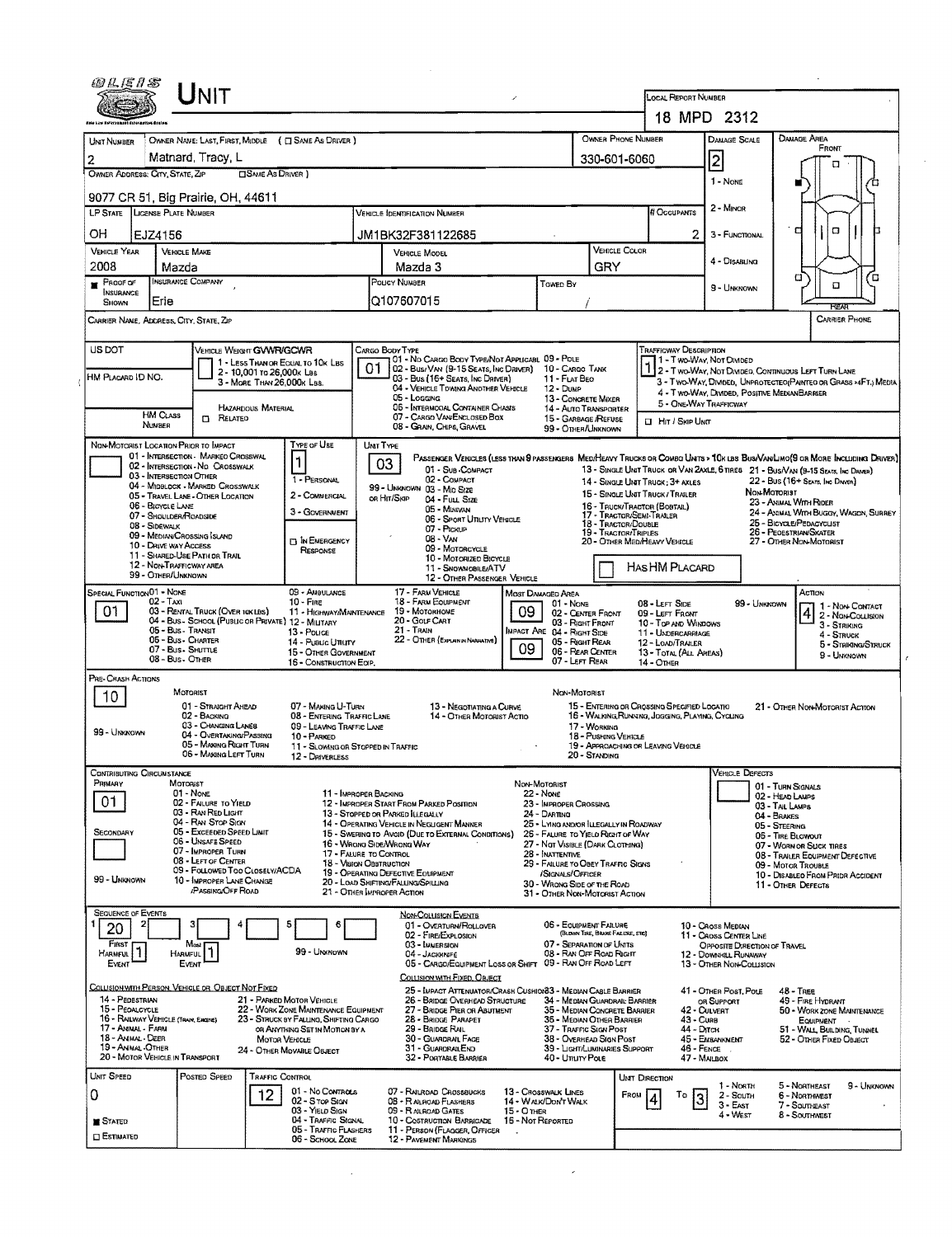# UNIT

**LOCAL REPORT NUMBER:** 18 MPD 2312

| UNIT NUMBER | OWNER NAME: LAST, FIRST, MIDDLE ( ☐ SAME AS DRIVER ) | OWNER PHONE NUMBER | DAMAGE SCALE |
|---|---|---|---|
| 2 | Matnard, Tracy, L | 330-601-6060 | 2 |

**OWNER ADDRESS: CITY, STATE, ZIP** ( ☐ SAME AS DRIVER ): 9077 CR 51, Big Prairie, OH, 44611

Damage Scale: 1 - None; 2 - Minor; 3 - Functional; 4 - Disabling; 9 - Unknown

Damage Area: Front / Rear

| LP STATE | LICENSE PLATE NUMBER | VEHICLE IDENTIFICATION NUMBER | # OCCUPANTS |
|---|---|---|---|
| OH | EJZ4156 | JM1BK32F381122685 | 2 |

| VEHICLE YEAR | VEHICLE MAKE | VEHICLE MODEL | VEHICLE COLOR |
|---|---|---|---|
| 2008 | Mazda | Mazda 3 | GRY |

| PROOF OF INSURANCE SHOWN | INSURANCE COMPANY | POLICY NUMBER | TOWED BY |
|---|---|---|---|
| ■ | Erie | Q107607015 | |

**CARRIER NAME, ADDRESS, CITY, STATE, ZIP** | **CARRIER PHONE**

**US DOT**

**VEHICLE WEIGHT GVWR/GCWR:** 1 - Less Than or Equal to 10k Lbs; 2 - 10,001 to 26,000k Lbs; 3 - More Than 26,000k Lbs.

**HM PLACARD ID NO.**

**HM CLASS NUMBER** ☐ Related — Hazardous Material

**CARGO BODY TYPE:** 01
01 - No Cargo Body Type/Not Applicabl; 02 - Bus/Van (9-15 Seats, Inc Driver); 03 - Bus (16+ Seats, Inc Driver); 04 - Vehicle Towing Another Vehicle; 05 - Logging; 06 - Intermodal Container Chasis; 07 - Cargo Van/Enclosed Box; 08 - Grain, Chips, Gravel; 09 - Pole; 10 - Cargo Tank; 11 - Flat Bed; 12 - Dump; 13 - Concrete Mixer; 14 - Auto Transporter; 15 - Garbage /Refuse; 99 - Other/Unknown

**TRAFFICWAY DESCRIPTION:** 1
1 - Two-Way, Not Divided; 2 - Two-Way, Not Divided, Continuous Left Turn Lane; 3 - Two-Way, Divided, Unprotected(Painted or Grass >4Ft.) Media; 4 - Two-Way, Divided, Positive Median Barrier; 5 - One-Way Trafficway
☐ Hit / Skip Unit

**NON-MOTORIST LOCATION PRIOR TO IMPACT:**
01 - Intersection - Marked Crosswal; 02 - Intersection - No Crosswalk; 03 - Intersection Other; 04 - Midblock - Marked Crosswalk; 05 - Travel Lane - Other Location; 06 - Bicycle Lane; 07 - Shoulder/Roadside; 08 - Sidewalk; 09 - Median/Crossing Island; 10 - Drive way Access; 11 - Shared-Use Path or Trail; 12 - Non-Trafficway Area; 99 - Other/Unknown

**TYPE OF USE:** 1
1 - Personal; 2 - Commercial; 3 - Government; ☐ In Emergency Response

**UNIT TYPE:** 03
Passenger Vehicles (less than 9 passengers Med/Heavy Trucks or Combo Units > 10k lbs Bus/Van/Limo(9 or More Including Driver)):
01 - Sub-Compact; 02 - Compact; 99 - Unknown 03 - Mid Size or Hit/Skip; 04 - Full Size; 05 - Minivan; 06 - Sport Utility Vehicle; 07 - Pickup; 08 - Van; 09 - Motorcycle; 10 - Motorized Bicycle; 11 - Snowmobile/ATV; 12 - Other Passenger Vehicle; 13 - Single Unit Truck or Van 2axle, 6 Tires; 14 - Single Unit Truck; 3+ Axles; 15 - Single Unit Truck / Trailer; 16 - Truck/Tractor (Bobtail); 17 - Tractor/Semi-Trailer; 18 - Tractor/Double; 19 - Tractor/Triples; 20 - Other Med/Heavy Vehicle; 21 - Bus/Van (9-15 Seats, Inc Driver); 22 - Bus (16+ Seats, Inc Driver)
Non-Motorist: 23 - Animal With Rider; 24 - Animal With Buggy, Wagon, Surrey; 25 - Bicycle/Pedacyclist; 26 - Pedestrian/Skater; 27 - Other Non-Motorist
☐ Has HM Placard

**SPECIAL FUNCTION:** 01
01 - None; 02 - Taxi; 03 - Rental Truck (Over 10k lbs); 04 - Bus - School (Public or Private); 05 - Bus - Transit; 06 - Bus - Charter; 07 - Bus - Shuttle; 08 - Bus - Other; 09 - Ambulance; 10 - Fire; 11 - Highway/Maintenance; 12 - Military; 13 - Police; 14 - Public Utility; 15 - Other Government; 16 - Construction Eqip.; 17 - Farm Vehicle; 18 - Farm Equipment; 19 - Motorhome; 20 - Golf Cart; 21 - Train; 22 - Other (Explain in Narrative)

**MOST DAMAGED AREA:** 09 — **IMPACT ARE:** 09
01 - None; 02 - Center Front; 03 - Right Front; 04 - Right Side; 05 - Right Rear; 06 - Rear Center; 07 - Left Rear; 08 - Left Side; 09 - Left Front; 10 - Top and Windows; 11 - Undercarriage; 12 - Load/Trailer; 13 - Total (All Areas); 14 - Other; 99 - Unknown

**ACTION:** 4
1 - Non-Contact; 2 - Non-Collision; 3 - Striking; 4 - Struck; 5 - Striking/Struck; 9 - Unknown

**PRE-CRASH ACTIONS:** 10
Motorist: 01 - Straight Ahead; 02 - Backing; 03 - Changing Lanes; 04 - Overtaking/Passing; 05 - Making Right Turn; 06 - Making Left Turn; 07 - Making U-Turn; 08 - Entering Traffic Lane; 09 - Leaving Traffic Lane; 10 - Parked; 11 - Slowing or Stopped in Traffic; 12 - Driverless; 13 - Negotiating a Curve; 14 - Other Motorist Actio
Non-Motorist: 15 - Entering or Crossing Specified Locatio; 16 - Walking,Running, Jogging, Playing, Cycling; 17 - Working; 18 - Pushing Vehicle; 19 - Approaching or Leaving Vehicle; 20 - Standing; 21 - Other Non-Motorist Action
99 - Unknown

**CONTRIBUTING CIRCUMSTANCE**
Primary: 01 — Secondary: (blank) — 99 - Unknown
Motorist: 01 - None; 02 - Failure to Yield; 03 - Ran Red Light; 04 - Ran Stop Sign; 05 - Exceeded Speed Limit; 06 - Unsafe Speed; 07 - Improper Turn; 08 - Left of Center; 09 - Followed Too Closely/ACDA; 10 - Improper Lane Change /Passing/Off Road; 11 - Improper Backing; 12 - Improper Start From Parked Position; 13 - Stopped or Parked Illegally; 14 - Operating Vehicle in Negligent Manner; 15 - Swering to Avoid (Due to External Conditions); 16 - Wrong Side/Wrong Way; 17 - Failure to Control; 18 - Vision Obstruction; 19 - Operating Defective Equipment; 20 - Load Shifting/Falling/Spilling; 21 - Other Improper Action
Non-Motorist: 22 - None; 23 - Improper Crossing; 24 - Darting; 25 - Lying and/or Illegally in Roadway; 26 - Failure to Yield Right of Way; 27 - Not Visible (Dark Clothing); 28 - Inattentive; 29 - Failure to Obey Traffic Signs /Signals/Officer; 30 - Wrong Side of the Road; 31 - Other Non-Motorist Action

**VEHICLE DEFECTS:** 01 - Turn Signals; 02 - Head Lamps; 03 - Tail Lamps; 04 - Brakes; 05 - Steering; 06 - Tire Blowout; 07 - Worn or Slick Tires; 08 - Trailer Equipment Defective; 09 - Motor Trouble; 10 - Disabled From Prior Accident; 11 - Other Defects

**SEQUENCE OF EVENTS:** 1: 20
First Harmful Event: 1 — Most Harmful Event: 1
99 - Unknown
Non-Collision Events: 01 - Overturn/Rollover; 02 - Fire/Explosion; 03 - Immersion; 04 - Jackknife; 05 - Cargo/Equipment Loss or Shift; 06 - Equipment Failure (Blown Tire, Brake Failure, etc); 07 - Separation of Units; 08 - Ran Off Road Right; 09 - Ran Off Road Left; 10 - Cross Median; 11 - Cross Center Line Opposite Direction of Travel; 12 - Downhill Runaway; 13 - Other Non-Collision
Collision with Person, Vehicle or Object Not Fixed: 14 - Pedestrian; 15 - Pedalcycle; 16 - Railway Vehicle (Train, Engine); 17 - Animal - Farm; 18 - Animal - Deer; 19 - Animal - Other; 20 - Motor Vehicle in Transport; 21 - Parked Motor Vehicle; 22 - Work Zone Maintenance Equipment; 23 - Struck by Falling, Shifting Cargo or Anything Set in Motion by a Motor Vehicle; 24 - Other Movable Object
Collision with Fixed, Object: 25 - Impact Attenuator/Crash Cushion; 26 - Bridge Overhead Structure; 27 - Bridge Pier or Abutment; 28 - Bridge Parapet; 29 - Bridge Rail; 30 - Guardrail Face; 31 - Guardrail End; 32 - Portable Barrier; 33 - Median Cable Barrier; 34 - Median Guardrail Barrier; 35 - Median Concrete Barrier; 36 - Median Other Barrier; 37 - Traffic Sign Post; 38 - Overhead Sign Post; 39 - Light/Luminaries Support; 40 - Utility Pole; 41 - Other Post, Pole or Support; 42 - Culvert; 43 - Curb; 44 - Ditch; 45 - Embankment; 46 - Fence; 47 - Mailbox; 48 - Tree; 49 - Fire Hydrant; 50 - Work Zone Maintenance Equipment; 51 - Wall, Building, Tunnel; 52 - Other Fixed Object

| UNIT SPEED | POSTED SPEED | TRAFFIC CONTROL | UNIT DIRECTION |
|---|---|---|---|
| 0 | 12 | | From 4 To 3 |

■ Stated ☐ Estimated

Traffic Control: 01 - No Controls; 02 - Stop Sign; 03 - Yield Sign; 04 - Traffic Signal; 05 - Traffic Flashers; 06 - School Zone; 07 - Railroad Crossbucks; 08 - Railroad Flashers; 09 - Railroad Gates; 10 - Costruction Barricade; 11 - Person (Flagger, Officer; 12 - Pavement Markings; 13 - Crosswalk Lines; 14 - Walk/Don't Walk; 15 - Other; 16 - Not Reported

Unit Direction: 1 - North; 2 - South; 3 - East; 4 - West; 5 - Northeast; 6 - Northwest; 7 - Southeast; 8 - Southwest; 9 - Unknown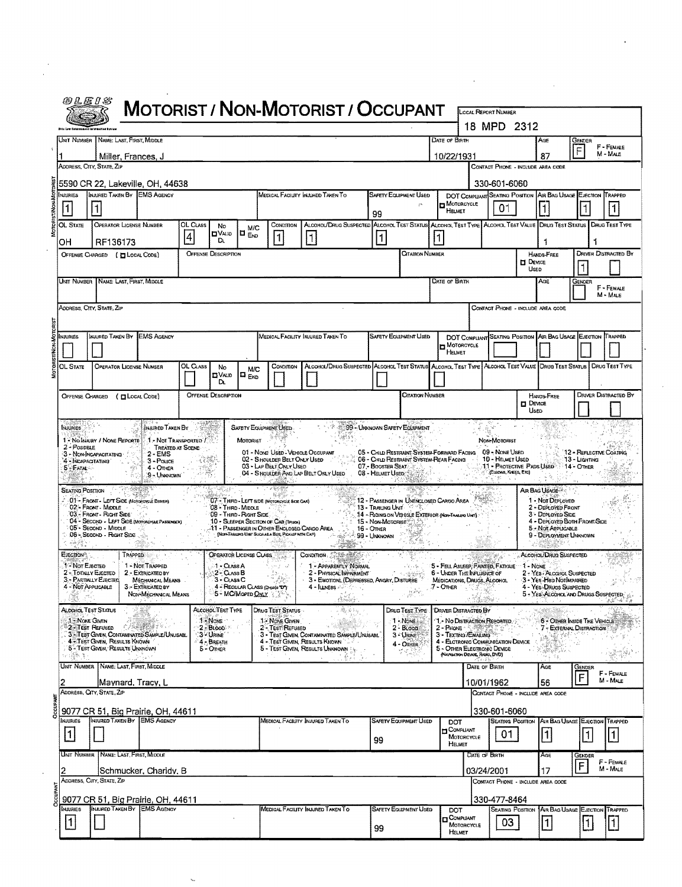# MOTORIST / NON-MOTORIST / OCCUPANT

OLEIS — Ohio Law Enforcement Information Exchange

**Local Report Number:** 18 MPD 2312

## Motorist/Non-Motorist

| Unit Number | Name: Last, First, Middle | Date of Birth | Age | Gender |
|---|---|---|---|---|
| 1 | Miller, Frances, J | 10/22/1931 | 87 | F |

| Address, City, State, Zip | Contact Phone - Include Area Code |
|---|---|
| 5590 CR 22, Lakeville, OH, 44638 | 330-601-6060 |

| Injuries | Injured Taken By | EMS Agency | Medical Facility Injured Taken To | Safety Equipment Used | DOT Compliant Motorcycle Helmet | Seating Position | Air Bag Usage | Ejection | Trapped |
|---|---|---|---|---|---|---|---|---|---|
| 1 | 1 | | | 99 | | 01 | 1 | 1 | 1 |

| OL State | Operator License Number | OL Class | No Valid DL | M/C End | Condition | Alcohol/Drug Suspected | Alcohol Test Status | Alcohol Test Type | Alcohol Test Value | Drug Test Status | Drug Test Type |
|---|---|---|---|---|---|---|---|---|---|---|---|
| OH | RF136173 | 4 | | | 1 | 1 | 1 | 1 | | 1 | 1 |

| Offense Charged (Local Code) | Offense Description | Citation Number | Hands-Free Device Used | Driver Distracted By |
|---|---|---|---|---|
| | | | | 1 |

| Unit Number | Name: Last, First, Middle | Date of Birth | Age | Gender |
|---|---|---|---|---|
| | | | | |

| Address, City, State, Zip | Contact Phone - Include Area Code |
|---|---|
| | |

| Injuries | Injured Taken By | EMS Agency | Medical Facility Injured Taken To | Safety Equipment Used | DOT Compliant Motorcycle Helmet | Seating Position | Air Bag Usage | Ejection | Trapped |
|---|---|---|---|---|---|---|---|---|---|
| | | | | | | | | | |

| OL State | Operator License Number | OL Class | No Valid DL | M/C End | Condition | Alcohol/Drug Suspected | Alcohol Test Status | Alcohol Test Type | Alcohol Test Value | Drug Test Status | Drug Test Type |
|---|---|---|---|---|---|---|---|---|---|---|---|
| | | | | | | | | | | | |

| Offense Charged (Local Code) | Offense Description | Citation Number | Hands-Free Device Used | Driver Distracted By |
|---|---|---|---|---|
| | | | | |

## Codes

**Injuries:** 1 - No Injury / None Reported; 2 - Possible; 3 - Non-Incapacitating; 4 - Incapacitating; 5 - Fatal

**Injured Taken By:** 1 - Not Transported / Treated at Scene; 2 - EMS; 3 - Police; 4 - Other; 9 - Unknown

**Safety Equipment Used:** 99 - Unknown Safety Equipment
- Motorist: 01 - None Used - Vehicle Occupant; 02 - Shoulder Belt Only Used; 03 - Lap Belt Only Used; 04 - Shoulder And Lap Belt Only Used; 05 - Child Restraint System-Forward Facing; 06 - Child Restraint System-Rear Facing; 07 - Booster Seat; 08 - Helmet Used
- Non-Motorist: 09 - None Used; 10 - Helmet Used; 11 - Protective Pads Used (Elbows, Knees, Etc); 12 - Reflective Coating; 13 - Lighting; 14 - Other

**Seating Position:** 01 - Front - Left Side (Motorcycle Driver); 02 - Front - Middle; 03 - Front - Right Side; 04 - Second - Left Side (Motorcycle Passenger); 05 - Second - Middle; 06 - Second - Right Side; 07 - Third - Left Side (Motorcycle Side Car); 08 - Third - Middle; 09 - Third - Right Side; 10 - Sleeper Section of Cab (Truck); 11 - Passenger in Other Enclosed Cargo Area (Non-Trailing Unit Such as a Bus, Pick-up with Cap); 12 - Passenger in Unenclosed Cargo Area; 13 - Trailing Unit; 14 - Riding on Vehicle Exterior (Non-Trailing Unit); 15 - Non-Motorist; 16 - Other; 99 - Unknown

**Air Bag Usage:** 1 - Not Deployed; 2 - Deployed Front; 3 - Deployed Side; 4 - Deployed Both Front/Side; 5 - Not Applicable; 9 - Deployment Unknown

**Ejection:** 1 - Not Ejected; 2 - Totally Ejected; 3 - Partially Ejected; 4 - Not Applicable

**Trapped:** 1 - Not Trapped; 2 - Extricated by Mechanical Means; 3 - Extricated by Non-Mechanical Means

**Operator License Class:** 1 - Class A; 2 - Class B; 3 - Class C; 4 - Regular Class (Ohio = "D"); 5 - M/C Moped Only

**Condition:** 1 - Apparently Normal; 2 - Physical Impairment; 3 - Emotional (Depressed, Angry, Disturbed); 4 - Illness; 5 - Fell Asleep, Fainted, Fatigue; 6 - Under The Influence of Medications, Drugs, Alcohol; 7 - Other

**Alcohol/Drug Suspected:** 1 - None; 2 - Yes - Alcohol Suspected; 3 - Yes - HBD Not Impaired; 4 - Yes - Drugs Suspected; 5 - Yes - Alcohol and Drugs Suspected

**Alcohol Test Status:** 1 - None Given; 2 - Test Refused; 3 - Test Given, Contaminated Sample/Unusable; 4 - Test Given, Results Known; 5 - Test Given, Results Unknown

**Alcohol Test Type:** 1 - None; 2 - Blood; 3 - Urine; 4 - Breath; 5 - Other

**Drug Test Status:** 1 - None Given; 2 - Test Refused; 3 - Test Given, Contaminated Sample/Unusable; 4 - Test Given, Results Known; 5 - Test Given, Results Unknown

**Drug Test Type:** 1 - None; 2 - Blood; 3 - Urine; 4 - Other

**Driver Distracted By:** 1 - No Distraction Reported; 2 - Phone; 3 - Texting/Emailing; 4 - Electronic Communication Device; 5 - Other Electronic Device (Navigation Device, Radio, DVD); 6 - Other Inside The Vehicle; 7 - External Distraction

## Occupant

| Unit Number | Name: Last, First, Middle | Date of Birth | Age | Gender |
|---|---|---|---|---|
| 2 | Maynard, Tracy, L | 10/01/1962 | 56 | F |

| Address, City, State, Zip | Contact Phone - Include Area Code |
|---|---|
| 9077 CR 51, Big Prairie, OH, 44611 | 330-601-6060 |

| Injuries | Injured Taken By | EMS Agency | Medical Facility Injured Taken To | Safety Equipment Used | DOT Compliant Motorcycle Helmet | Seating Position | Air Bag Usage | Ejection | Trapped |
|---|---|---|---|---|---|---|---|---|---|
| 1 | | | | 99 | | 01 | 1 | 1 | 1 |

## Occupant

| Unit Number | Name: Last, First, Middle | Date of Birth | Age | Gender |
|---|---|---|---|---|
| 2 | Schmucker, Charidy, B | 03/24/2001 | 17 | F |

| Address, City, State, Zip | Contact Phone - Include Area Code |
|---|---|
| 9077 CR 51, Big Prairie, OH, 44611 | 330-477-8464 |

| Injuries | Injured Taken By | EMS Agency | Medical Facility Injured Taken To | Safety Equipment Used | DOT Compliant Motorcycle Helmet | Seating Position | Air Bag Usage | Ejection | Trapped |
|---|---|---|---|---|---|---|---|---|---|
| 1 | | | | 99 | | 03 | 1 | 1 | 1 |